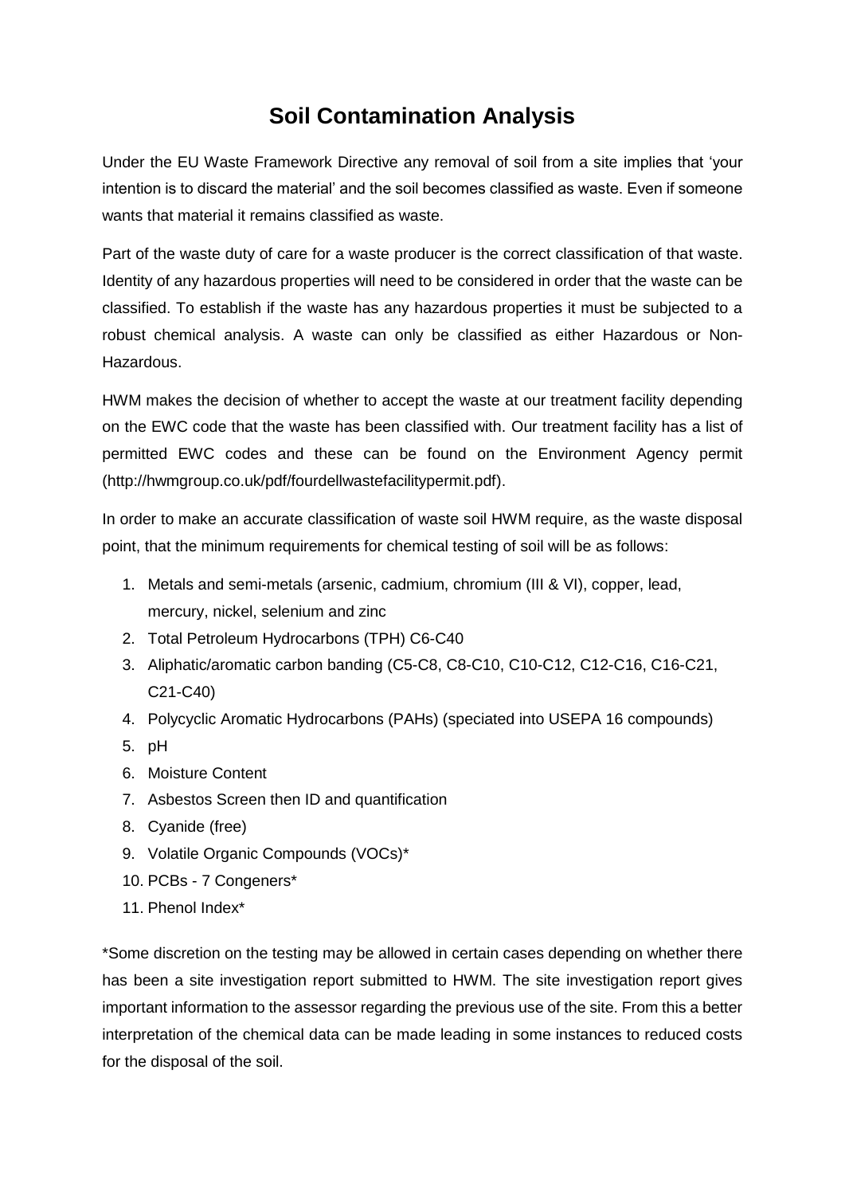# Soil Contamination Analysis

Under the EU Waste Framework Directive any removal of soil from a site implies that 'your intention is to discard the material' and the soil becomes classified as waste. Even if someone wants that material it remains classified as waste.

Part of the waste duty of care for a waste producer is the correct classification of that waste. Identity of any hazardous properties will need to be considered in order that the waste can be classified. To establish if the waste has any hazardous properties it must be subjected to a robust chemical analysis. A waste can only be classified as either Hazardous or Non-Hazardous.

HWM makes the decision of whether to accept the waste at our treatment facility depending on the EWC code that the waste has been classified with. Our treatment facility has a list of permitted EWC codes and these can be found on the Environment Agency permit (http://hwmgroup.co.uk/pdf/fourdellwastefacilitypermit.pdf).

In order to make an accurate classification of waste soil HWM require, as the waste disposal point, that the minimum requirements for chemical testing of soil will be as follows:

1. Metals and semi-metals (arsenic, cadmium, chromium (III & VI), copper, lead, mercury, nickel, selenium and zinc
2. Total Petroleum Hydrocarbons (TPH) C6-C40
3. Aliphatic/aromatic carbon banding (C5-C8, C8-C10, C10-C12, C12-C16, C16-C21, C21-C40)
4. Polycyclic Aromatic Hydrocarbons (PAHs) (speciated into USEPA 16 compounds)
5. pH
6. Moisture Content
7. Asbestos Screen then ID and quantification
8. Cyanide (free)
9. Volatile Organic Compounds (VOCs)*
10. PCBs - 7 Congeners*
11. Phenol Index*

*Some discretion on the testing may be allowed in certain cases depending on whether there has been a site investigation report submitted to HWM. The site investigation report gives important information to the assessor regarding the previous use of the site. From this a better interpretation of the chemical data can be made leading in some instances to reduced costs for the disposal of the soil.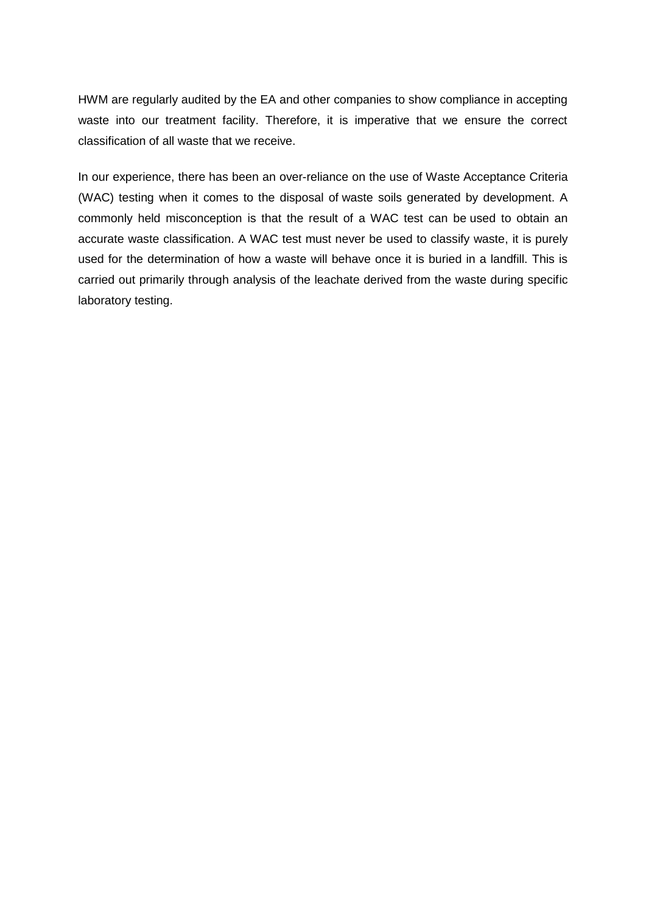HWM are regularly audited by the EA and other companies to show compliance in accepting waste into our treatment facility. Therefore, it is imperative that we ensure the correct classification of all waste that we receive.

In our experience, there has been an over-reliance on the use of Waste Acceptance Criteria (WAC) testing when it comes to the disposal of waste soils generated by development. A commonly held misconception is that the result of a WAC test can be used to obtain an accurate waste classification. A WAC test must never be used to classify waste, it is purely used for the determination of how a waste will behave once it is buried in a landfill. This is carried out primarily through analysis of the leachate derived from the waste during specific laboratory testing.